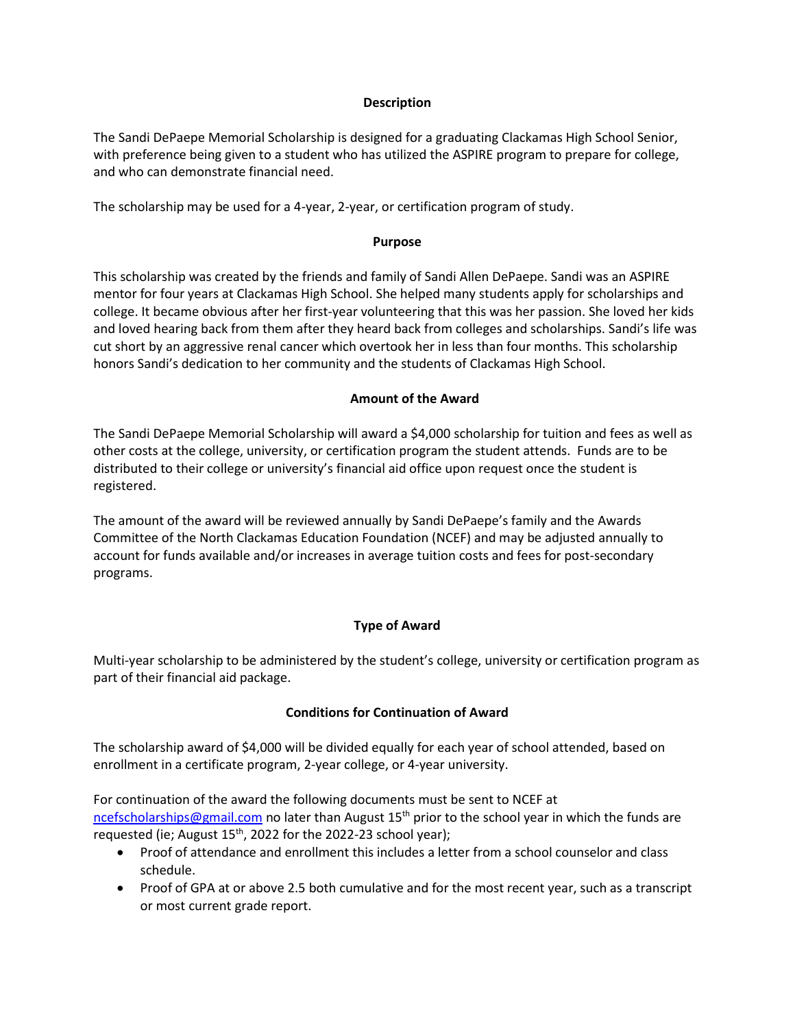## Description

The Sandi DePaepe Memorial Scholarship is designed for a graduating Clackamas High School Senior, with preference being given to a student who has utilized the ASPIRE program to prepare for college, and who can demonstrate financial need.

The scholarship may be used for a 4-year, 2-year, or certification program of study.

## Purpose

This scholarship was created by the friends and family of Sandi Allen DePaepe. Sandi was an ASPIRE mentor for four years at Clackamas High School. She helped many students apply for scholarships and college. It became obvious after her first-year volunteering that this was her passion. She loved her kids and loved hearing back from them after they heard back from colleges and scholarships. Sandi's life was cut short by an aggressive renal cancer which overtook her in less than four months. This scholarship honors Sandi's dedication to her community and the students of Clackamas High School.

## Amount of the Award

The Sandi DePaepe Memorial Scholarship will award a $4,000 scholarship for tuition and fees as well as other costs at the college, university, or certification program the student attends. Funds are to be distributed to their college or university's financial aid office upon request once the student is registered.

The amount of the award will be reviewed annually by Sandi DePaepe's family and the Awards Committee of the North Clackamas Education Foundation (NCEF) and may be adjusted annually to account for funds available and/or increases in average tuition costs and fees for post-secondary programs.

## Type of Award

Multi-year scholarship to be administered by the student's college, university or certification program as part of their financial aid package.

## Conditions for Continuation of Award

The scholarship award of $4,000 will be divided equally for each year of school attended, based on enrollment in a certificate program, 2-year college, or 4-year university.

For continuation of the award the following documents must be sent to NCEF at ncefscholarships@gmail.com no later than August 15th prior to the school year in which the funds are requested (ie; August 15th, 2022 for the 2022-23 school year);

- Proof of attendance and enrollment this includes a letter from a school counselor and class schedule.
- Proof of GPA at or above 2.5 both cumulative and for the most recent year, such as a transcript or most current grade report.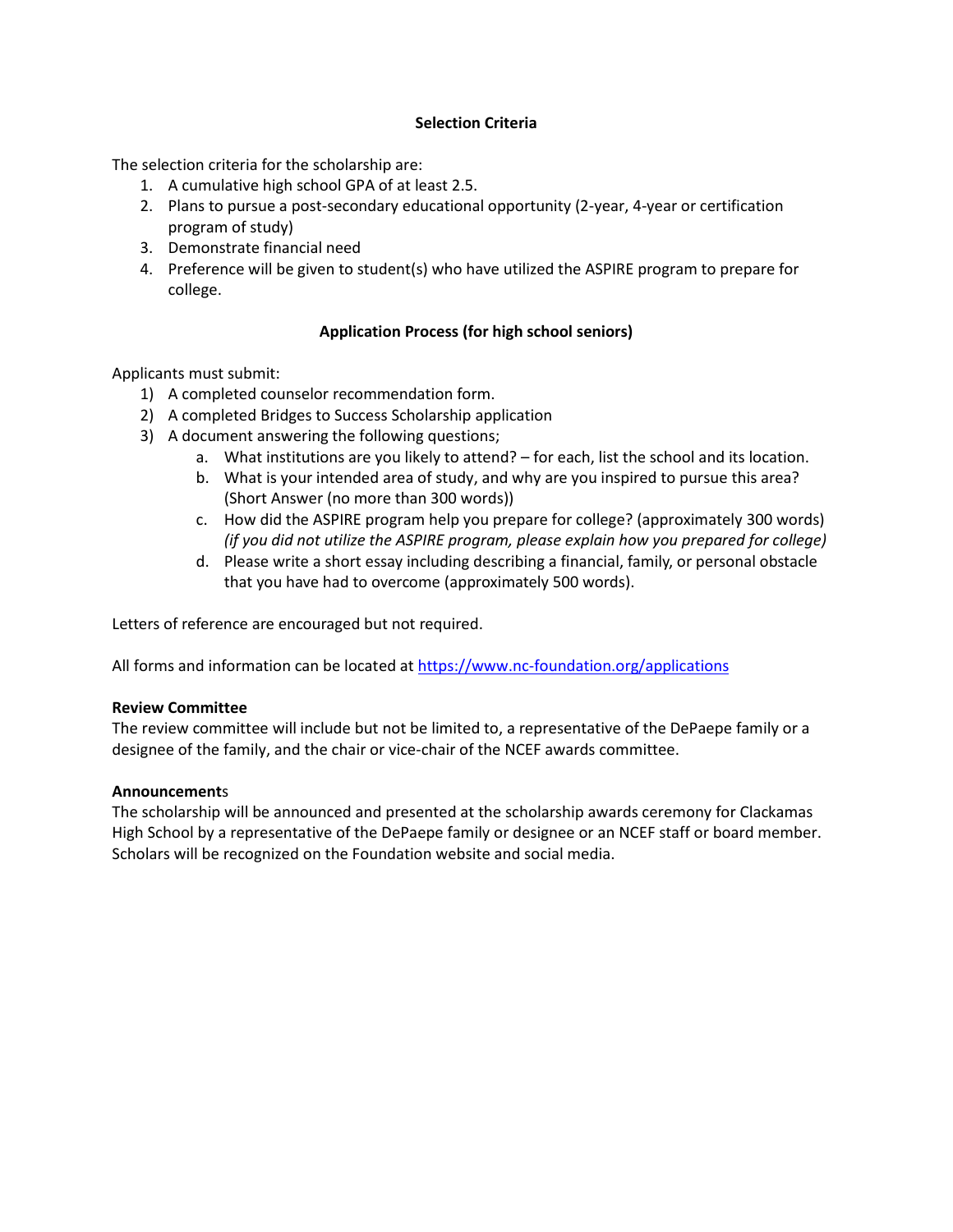## Selection Criteria

The selection criteria for the scholarship are:

1. A cumulative high school GPA of at least 2.5.
2. Plans to pursue a post-secondary educational opportunity (2-year, 4-year or certification program of study)
3. Demonstrate financial need
4. Preference will be given to student(s) who have utilized the ASPIRE program to prepare for college.

## Application Process (for high school seniors)

Applicants must submit:

1) A completed counselor recommendation form.
2) A completed Bridges to Success Scholarship application
3) A document answering the following questions;
   a. What institutions are you likely to attend? – for each, list the school and its location.
   b. What is your intended area of study, and why are you inspired to pursue this area? (Short Answer (no more than 300 words))
   c. How did the ASPIRE program help you prepare for college? (approximately 300 words) *(if you did not utilize the ASPIRE program, please explain how you prepared for college)*
   d. Please write a short essay including describing a financial, family, or personal obstacle that you have had to overcome (approximately 500 words).

Letters of reference are encouraged but not required.

All forms and information can be located at [https://www.nc-foundation.org/applications](https://www.nc-foundation.org/applications)

**Review Committee**
The review committee will include but not be limited to, a representative of the DePaepe family or a designee of the family, and the chair or vice-chair of the NCEF awards committee.

**Announcement**s
The scholarship will be announced and presented at the scholarship awards ceremony for Clackamas High School by a representative of the DePaepe family or designee or an NCEF staff or board member. Scholars will be recognized on the Foundation website and social media.